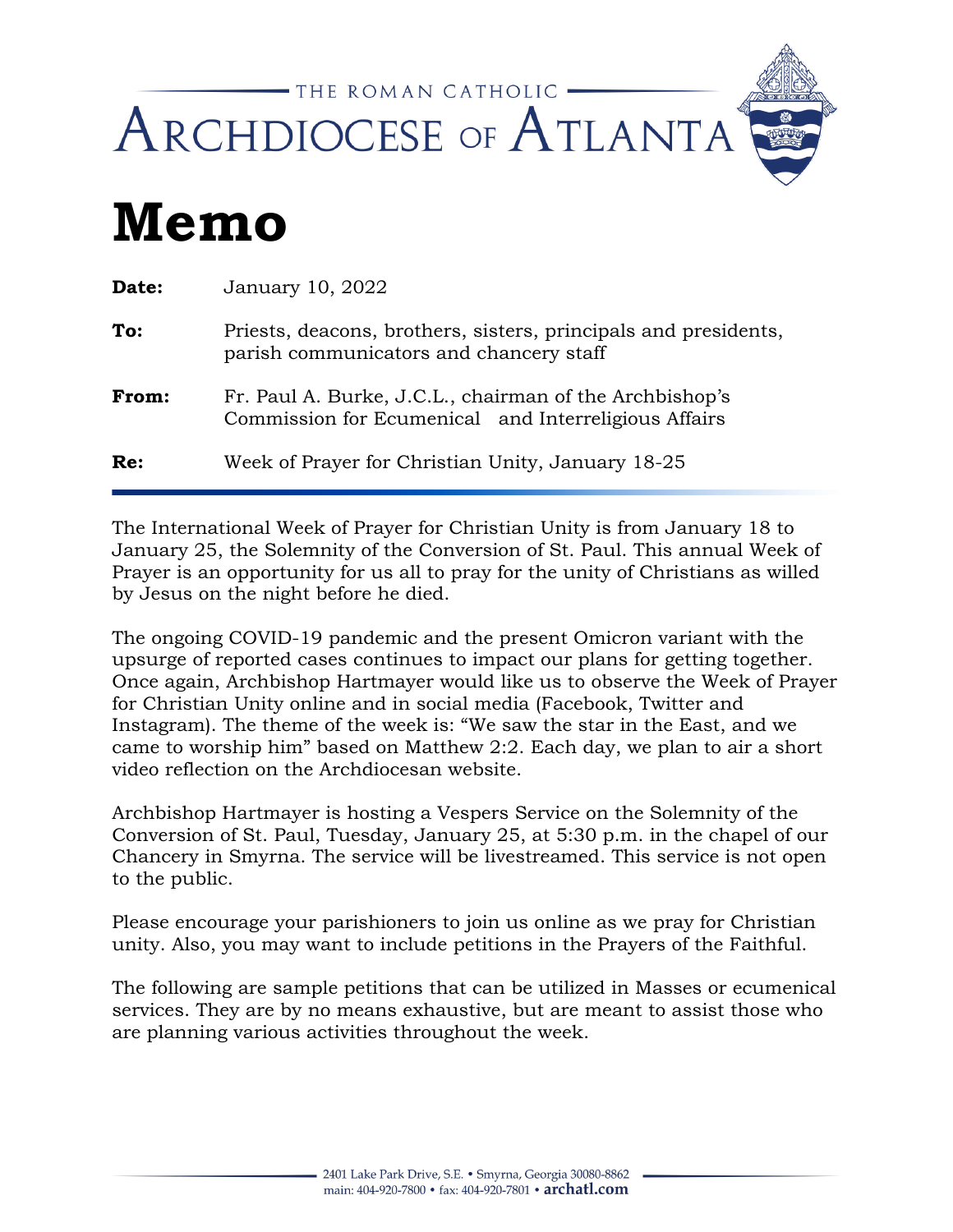THE ROMAN CATHOLIC
ARCHDIOCESE OF ATLANTA

# Memo

**Date:** January 10, 2022

**To:** Priests, deacons, brothers, sisters, principals and presidents, parish communicators and chancery staff

**From:** Fr. Paul A. Burke, J.C.L., chairman of the Archbishop's Commission for Ecumenical and Interreligious Affairs

**Re:** Week of Prayer for Christian Unity, January 18-25

---

The International Week of Prayer for Christian Unity is from January 18 to January 25, the Solemnity of the Conversion of St. Paul. This annual Week of Prayer is an opportunity for us all to pray for the unity of Christians as willed by Jesus on the night before he died.

The ongoing COVID-19 pandemic and the present Omicron variant with the upsurge of reported cases continues to impact our plans for getting together. Once again, Archbishop Hartmayer would like us to observe the Week of Prayer for Christian Unity online and in social media (Facebook, Twitter and Instagram). The theme of the week is: "We saw the star in the East, and we came to worship him" based on Matthew 2:2. Each day, we plan to air a short video reflection on the Archdiocesan website.

Archbishop Hartmayer is hosting a Vespers Service on the Solemnity of the Conversion of St. Paul, Tuesday, January 25, at 5:30 p.m. in the chapel of our Chancery in Smyrna. The service will be livestreamed. This service is not open to the public.

Please encourage your parishioners to join us online as we pray for Christian unity. Also, you may want to include petitions in the Prayers of the Faithful.

The following are sample petitions that can be utilized in Masses or ecumenical services. They are by no means exhaustive, but are meant to assist those who are planning various activities throughout the week.

2401 Lake Park Drive, S.E. • Smyrna, Georgia 30080-8862
main: 404-920-7800 • fax: 404-920-7801 • **archatl.com**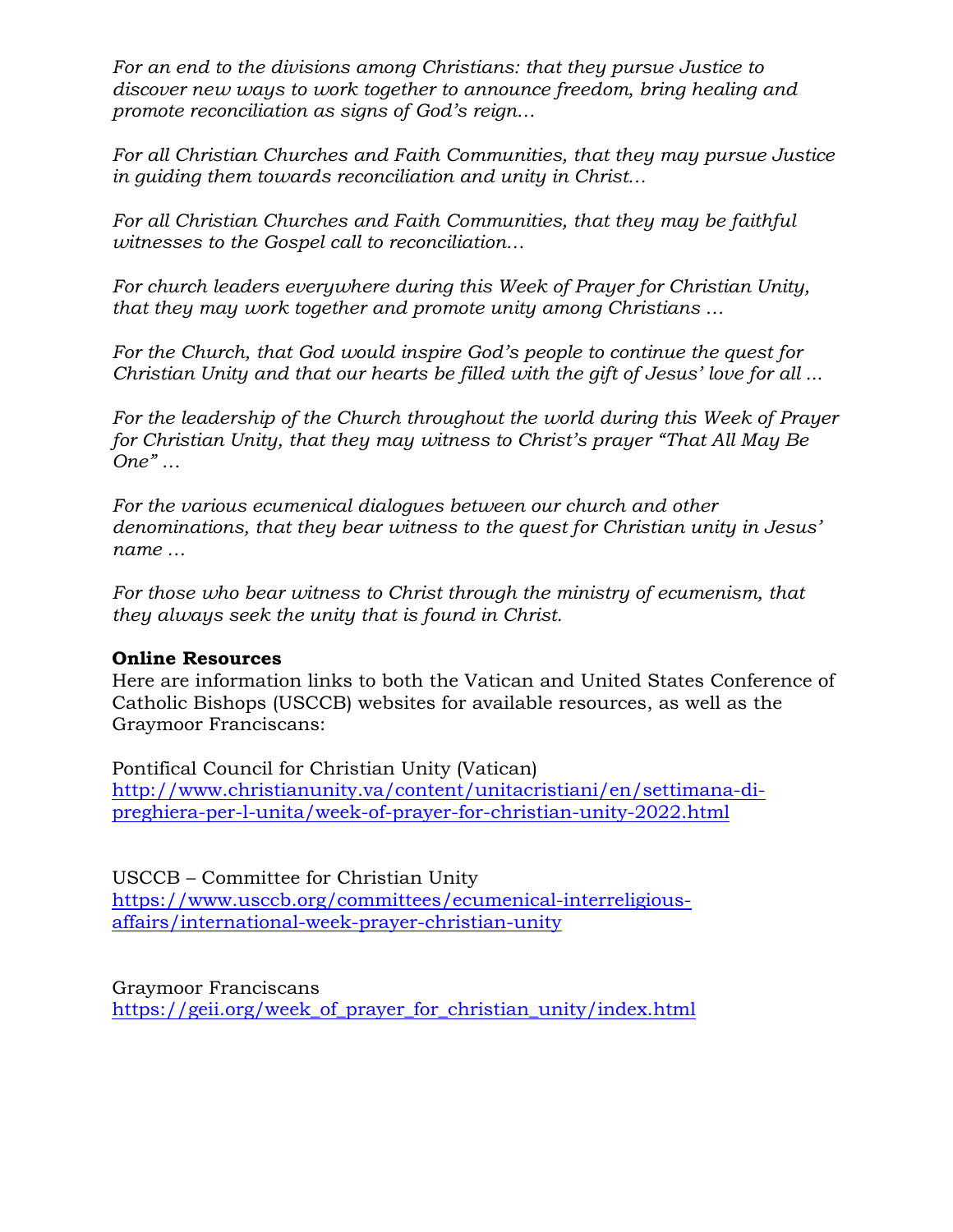*For an end to the divisions among Christians: that they pursue Justice to discover new ways to work together to announce freedom, bring healing and promote reconciliation as signs of God's reign…*

*For all Christian Churches and Faith Communities, that they may pursue Justice in guiding them towards reconciliation and unity in Christ…*

*For all Christian Churches and Faith Communities, that they may be faithful witnesses to the Gospel call to reconciliation…*

*For church leaders everywhere during this Week of Prayer for Christian Unity, that they may work together and promote unity among Christians …*

*For the Church, that God would inspire God's people to continue the quest for Christian Unity and that our hearts be filled with the gift of Jesus' love for all …*

*For the leadership of the Church throughout the world during this Week of Prayer for Christian Unity, that they may witness to Christ's prayer "That All May Be One" …*

*For the various ecumenical dialogues between our church and other denominations, that they bear witness to the quest for Christian unity in Jesus' name …*

*For those who bear witness to Christ through the ministry of ecumenism, that they always seek the unity that is found in Christ.*

**Online Resources**

Here are information links to both the Vatican and United States Conference of Catholic Bishops (USCCB) websites for available resources, as well as the Graymoor Franciscans:

Pontifical Council for Christian Unity (Vatican)
http://www.christianunity.va/content/unitacristiani/en/settimana-di-preghiera-per-l-unita/week-of-prayer-for-christian-unity-2022.html

USCCB – Committee for Christian Unity
https://www.usccb.org/committees/ecumenical-interreligious-affairs/international-week-prayer-christian-unity

Graymoor Franciscans
https://geii.org/week_of_prayer_for_christian_unity/index.html